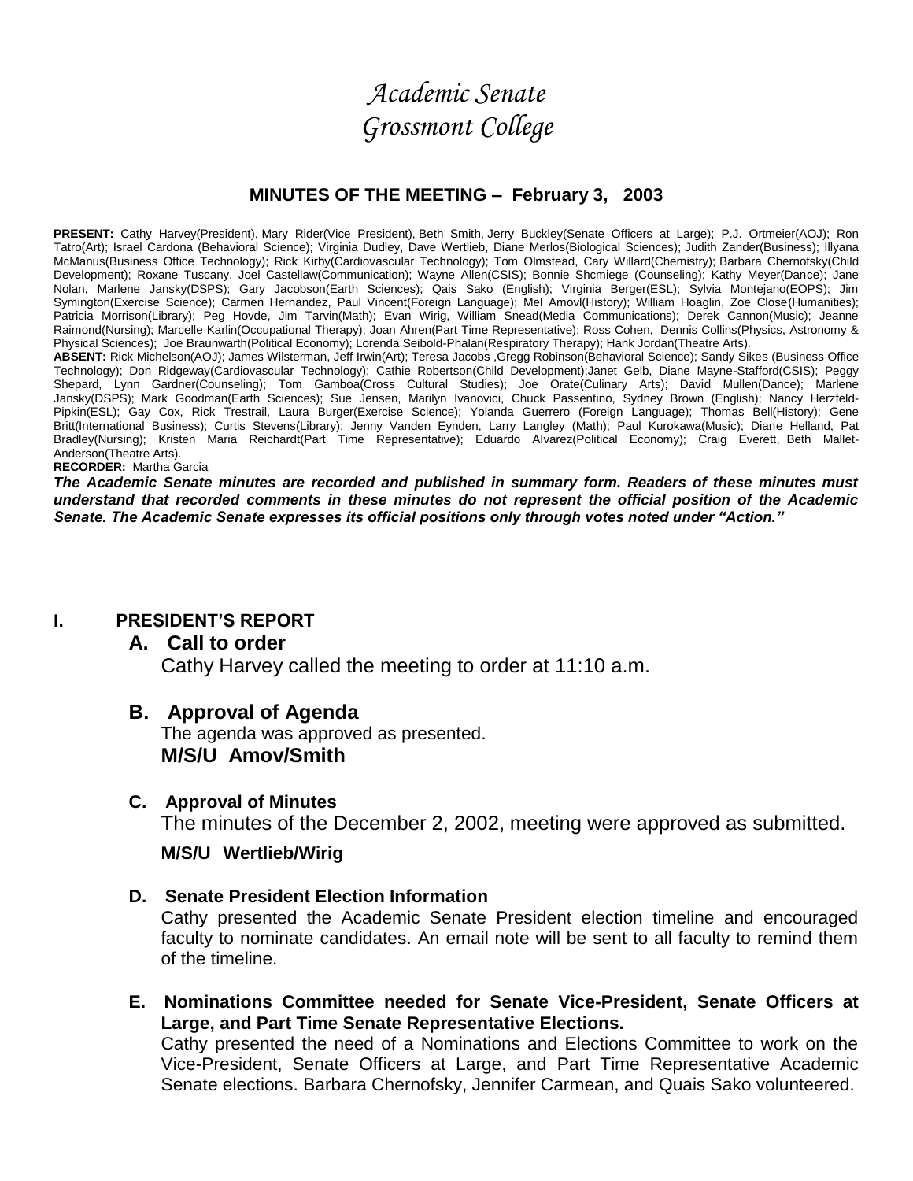# *Academic Senate*
# *Grossmont College*

## MINUTES OF THE MEETING – February 3, 2003

**PRESENT:** Cathy Harvey(President), Mary Rider(Vice President), Beth Smith, Jerry Buckley(Senate Officers at Large); P.J. Ortmeier(AOJ); Ron Tatro(Art); Israel Cardona (Behavioral Science); Virginia Dudley, Dave Wertlieb, Diane Merlos(Biological Sciences); Judith Zander(Business); Illyana McManus(Business Office Technology); Rick Kirby(Cardiovascular Technology); Tom Olmstead, Cary Willard(Chemistry); Barbara Chernofsky(Child Development); Roxane Tuscany, Joel Castellaw(Communication); Wayne Allen(CSIS); Bonnie Shcmiege (Counseling); Kathy Meyer(Dance); Jane Nolan, Marlene Jansky(DSPS); Gary Jacobson(Earth Sciences); Qais Sako (English); Virginia Berger(ESL); Sylvia Montejano(EOPS); Jim Symington(Exercise Science); Carmen Hernandez, Paul Vincent(Foreign Language); Mel Amovl(History); William Hoaglin, Zoe Close(Humanities); Patricia Morrison(Library); Peg Hovde, Jim Tarvin(Math); Evan Wirig, William Snead(Media Communications); Derek Cannon(Music); Jeanne Raimond(Nursing); Marcelle Karlin(Occupational Therapy); Joan Ahren(Part Time Representative); Ross Cohen, Dennis Collins(Physics, Astronomy & Physical Sciences); Joe Braunwarth(Political Economy); Lorenda Seibold-Phalan(Respiratory Therapy); Hank Jordan(Theatre Arts).

**ABSENT:** Rick Michelson(AOJ); James Wilsterman, Jeff Irwin(Art); Teresa Jacobs ,Gregg Robinson(Behavioral Science); Sandy Sikes (Business Office Technology); Don Ridgeway(Cardiovascular Technology); Cathie Robertson(Child Development);Janet Gelb, Diane Mayne-Stafford(CSIS); Peggy Shepard, Lynn Gardner(Counseling); Tom Gamboa(Cross Cultural Studies); Joe Orate(Culinary Arts); David Mullen(Dance); Marlene Jansky(DSPS); Mark Goodman(Earth Sciences); Sue Jensen, Marilyn Ivanovici, Chuck Passentino, Sydney Brown (English); Nancy Herzfeld-Pipkin(ESL); Gay Cox, Rick Trestrail, Laura Burger(Exercise Science); Yolanda Guerrero (Foreign Language); Thomas Bell(History); Gene Britt(International Business); Curtis Stevens(Library); Jenny Vanden Eynden, Larry Langley (Math); Paul Kurokawa(Music); Diane Helland, Pat Bradley(Nursing); Kristen Maria Reichardt(Part Time Representative); Eduardo Alvarez(Political Economy); Craig Everett, Beth Mallet-Anderson(Theatre Arts).

**RECORDER:** Martha Garcia

***The Academic Senate minutes are recorded and published in summary form. Readers of these minutes must understand that recorded comments in these minutes do not represent the official position of the Academic Senate. The Academic Senate expresses its official positions only through votes noted under "Action."***

## I. PRESIDENT'S REPORT

### A. Call to order

Cathy Harvey called the meeting to order at 11:10 a.m.

### B. Approval of Agenda

The agenda was approved as presented.

**M/S/U Amov/Smith**

### C. Approval of Minutes

The minutes of the December 2, 2002, meeting were approved as submitted.

**M/S/U Wertlieb/Wirig**

### D. Senate President Election Information

Cathy presented the Academic Senate President election timeline and encouraged faculty to nominate candidates. An email note will be sent to all faculty to remind them of the timeline.

### E. Nominations Committee needed for Senate Vice-President, Senate Officers at Large, and Part Time Senate Representative Elections.

Cathy presented the need of a Nominations and Elections Committee to work on the Vice-President, Senate Officers at Large, and Part Time Representative Academic Senate elections. Barbara Chernofsky, Jennifer Carmean, and Quais Sako volunteered.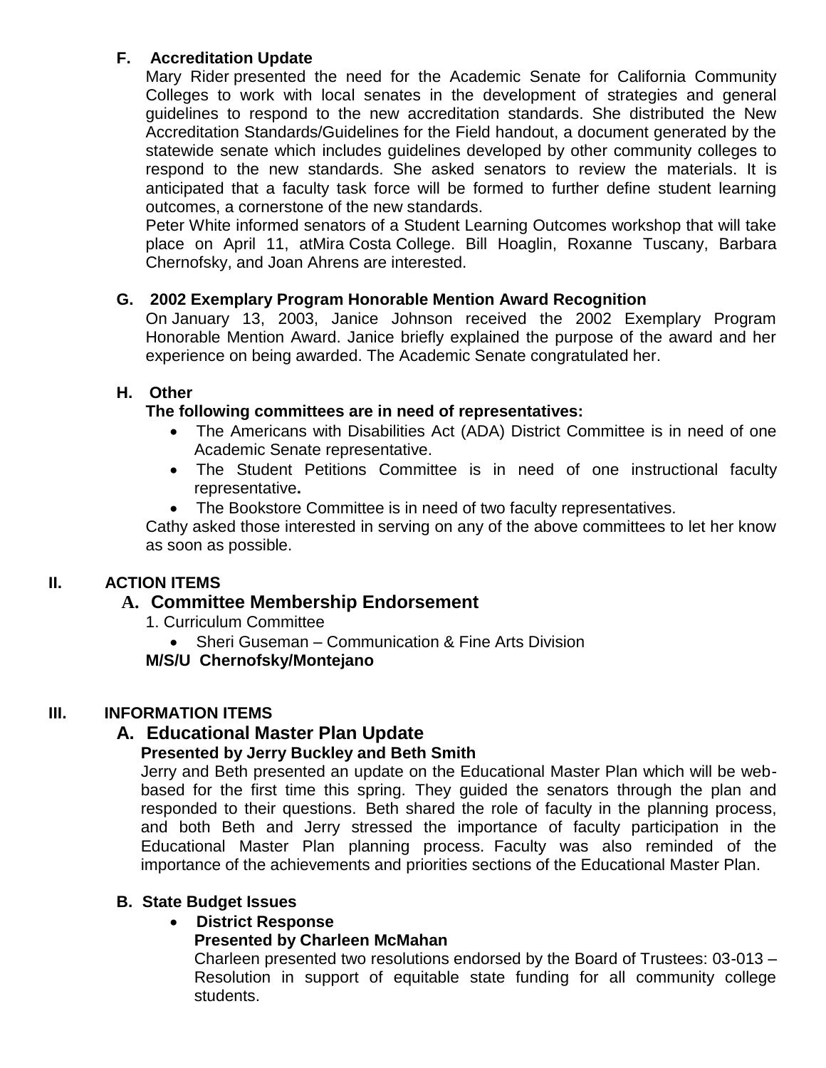### F. Accreditation Update

Mary Rider presented the need for the Academic Senate for California Community Colleges to work with local senates in the development of strategies and general guidelines to respond to the new accreditation standards. She distributed the New Accreditation Standards/Guidelines for the Field handout, a document generated by the statewide senate which includes guidelines developed by other community colleges to respond to the new standards. She asked senators to review the materials. It is anticipated that a faculty task force will be formed to further define student learning outcomes, a cornerstone of the new standards.

Peter White informed senators of a Student Learning Outcomes workshop that will take place on April 11, atMira Costa College. Bill Hoaglin, Roxanne Tuscany, Barbara Chernofsky, and Joan Ahrens are interested.

### G. 2002 Exemplary Program Honorable Mention Award Recognition

On January 13, 2003, Janice Johnson received the 2002 Exemplary Program Honorable Mention Award. Janice briefly explained the purpose of the award and her experience on being awarded. The Academic Senate congratulated her.

### H. Other

**The following committees are in need of representatives:**

- The Americans with Disabilities Act (ADA) District Committee is in need of one Academic Senate representative.
- The Student Petitions Committee is in need of one instructional faculty representative**.**
- The Bookstore Committee is in need of two faculty representatives.

Cathy asked those interested in serving on any of the above committees to let her know as soon as possible.

## II. ACTION ITEMS

### A. Committee Membership Endorsement

1. Curriculum Committee
   - Sheri Guseman – Communication & Fine Arts Division

**M/S/U Chernofsky/Montejano**

## III. INFORMATION ITEMS

### A. Educational Master Plan Update

**Presented by Jerry Buckley and Beth Smith**

Jerry and Beth presented an update on the Educational Master Plan which will be web-based for the first time this spring. They guided the senators through the plan and responded to their questions. Beth shared the role of faculty in the planning process, and both Beth and Jerry stressed the importance of faculty participation in the Educational Master Plan planning process. Faculty was also reminded of the importance of the achievements and priorities sections of the Educational Master Plan.

### B. State Budget Issues

- **District Response**

  **Presented by Charleen McMahan**

  Charleen presented two resolutions endorsed by the Board of Trustees: 03-013 – Resolution in support of equitable state funding for all community college students.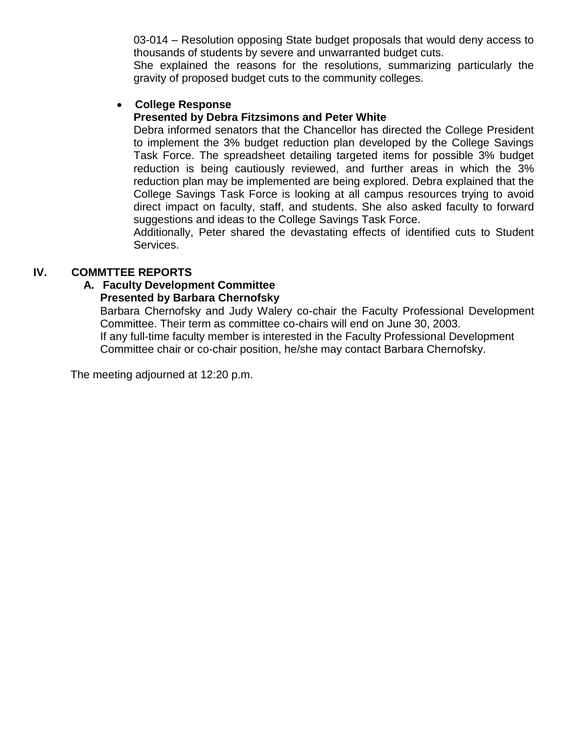03-014 – Resolution opposing State budget proposals that would deny access to thousands of students by severe and unwarranted budget cuts.

She explained the reasons for the resolutions, summarizing particularly the gravity of proposed budget cuts to the community colleges.

- **College Response**
  **Presented by Debra Fitzsimons and Peter White**
  Debra informed senators that the Chancellor has directed the College President to implement the 3% budget reduction plan developed by the College Savings Task Force. The spreadsheet detailing targeted items for possible 3% budget reduction is being cautiously reviewed, and further areas in which the 3% reduction plan may be implemented are being explored. Debra explained that the College Savings Task Force is looking at all campus resources trying to avoid direct impact on faculty, staff, and students. She also asked faculty to forward suggestions and ideas to the College Savings Task Force.
  Additionally, Peter shared the devastating effects of identified cuts to Student Services.

## IV. COMMTTEE REPORTS

### A. Faculty Development Committee

**Presented by Barbara Chernofsky**

Barbara Chernofsky and Judy Walery co-chair the Faculty Professional Development Committee. Their term as committee co-chairs will end on June 30, 2003.

If any full-time faculty member is interested in the Faculty Professional Development Committee chair or co-chair position, he/she may contact Barbara Chernofsky.

The meeting adjourned at 12:20 p.m.